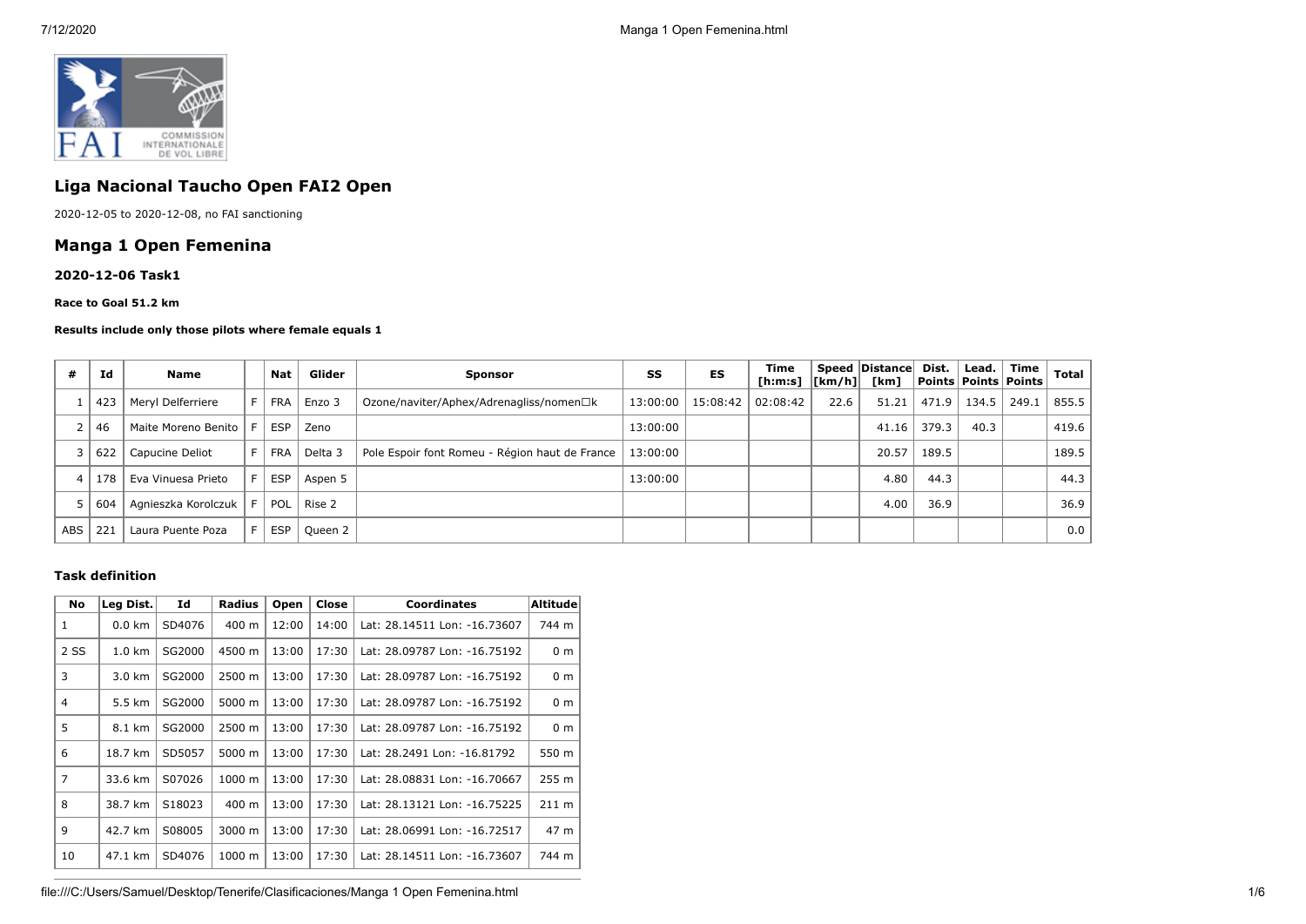## Liga Nacional Taucho Open FAI2 Open

2020-12-05 to 2020-12-08, no FAI sanctioning

## Manga 1 Open Femenina

### 2020-12-06 Task1

**Race to Goal 51.2 km**

**Results include only those pilots where female equals 1**

| # | Id | Name | | Nat | Glider | Sponsor | SS | ES | Time [h:m:s] | Speed [km/h] | Distance [km] | Dist. Points | Lead. Points | Time Points | Total |
|---|---|---|---|---|---|---|---|---|---|---|---|---|---|---|---|
| 1 | 423 | Meryl Delferriere | F | FRA | Enzo 3 | Ozone/naviter/Aphex/Adrenagliss/nomen□k | 13:00:00 | 15:08:42 | 02:08:42 | 22.6 | 51.21 | 471.9 | 134.5 | 249.1 | 855.5 |
| 2 | 46 | Maite Moreno Benito | F | ESP | Zeno | | 13:00:00 | | | | 41.16 | 379.3 | 40.3 | | 419.6 |
| 3 | 622 | Capucine Deliot | F | FRA | Delta 3 | Pole Espoir font Romeu - Région haut de France | 13:00:00 | | | | 20.57 | 189.5 | | | 189.5 |
| 4 | 178 | Eva Vinuesa Prieto | F | ESP | Aspen 5 | | 13:00:00 | | | | 4.80 | 44.3 | | | 44.3 |
| 5 | 604 | Agnieszka Korolczuk | F | POL | Rise 2 | | | | | | 4.00 | 36.9 | | | 36.9 |
| ABS | 221 | Laura Puente Poza | F | ESP | Queen 2 | | | | | | | | | | 0.0 |

### Task definition

| No | Leg Dist. | Id | Radius | Open | Close | Coordinates | Altitude |
|---|---|---|---|---|---|---|---|
| 1 | 0.0 km | SD4076 | 400 m | 12:00 | 14:00 | Lat: 28.14511 Lon: -16.73607 | 744 m |
| 2 SS | 1.0 km | SG2000 | 4500 m | 13:00 | 17:30 | Lat: 28.09787 Lon: -16.75192 | 0 m |
| 3 | 3.0 km | SG2000 | 2500 m | 13:00 | 17:30 | Lat: 28.09787 Lon: -16.75192 | 0 m |
| 4 | 5.5 km | SG2000 | 5000 m | 13:00 | 17:30 | Lat: 28.09787 Lon: -16.75192 | 0 m |
| 5 | 8.1 km | SG2000 | 2500 m | 13:00 | 17:30 | Lat: 28.09787 Lon: -16.75192 | 0 m |
| 6 | 18.7 km | SD5057 | 5000 m | 13:00 | 17:30 | Lat: 28.2491 Lon: -16.81792 | 550 m |
| 7 | 33.6 km | S07026 | 1000 m | 13:00 | 17:30 | Lat: 28.08831 Lon: -16.70667 | 255 m |
| 8 | 38.7 km | S18023 | 400 m | 13:00 | 17:30 | Lat: 28.13121 Lon: -16.75225 | 211 m |
| 9 | 42.7 km | S08005 | 3000 m | 13:00 | 17:30 | Lat: 28.06991 Lon: -16.72517 | 47 m |
| 10 | 47.1 km | SD4076 | 1000 m | 13:00 | 17:30 | Lat: 28.14511 Lon: -16.73607 | 744 m |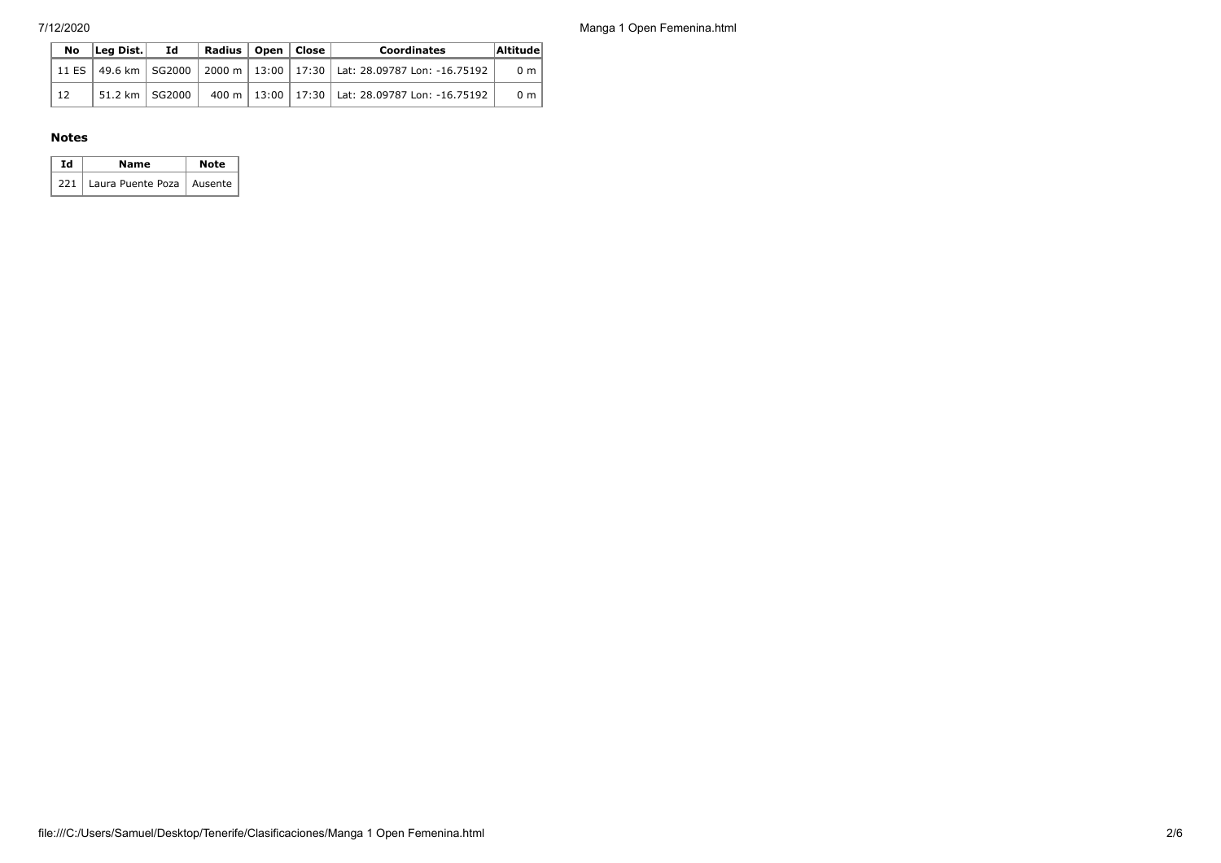| No | Leg Dist. | Id | Radius | Open | Close | Coordinates | Altitude |
|---|---|---|---|---|---|---|---|
| 11 ES | 49.6 km | SG2000 | 2000 m | 13:00 | 17:30 | Lat: 28.09787 Lon: -16.75192 | 0 m |
| 12 | 51.2 km | SG2000 | 400 m | 13:00 | 17:30 | Lat: 28.09787 Lon: -16.75192 | 0 m |

### Notes

| Id | Name | Note |
|---|---|---|
| 221 | Laura Puente Poza | Ausente |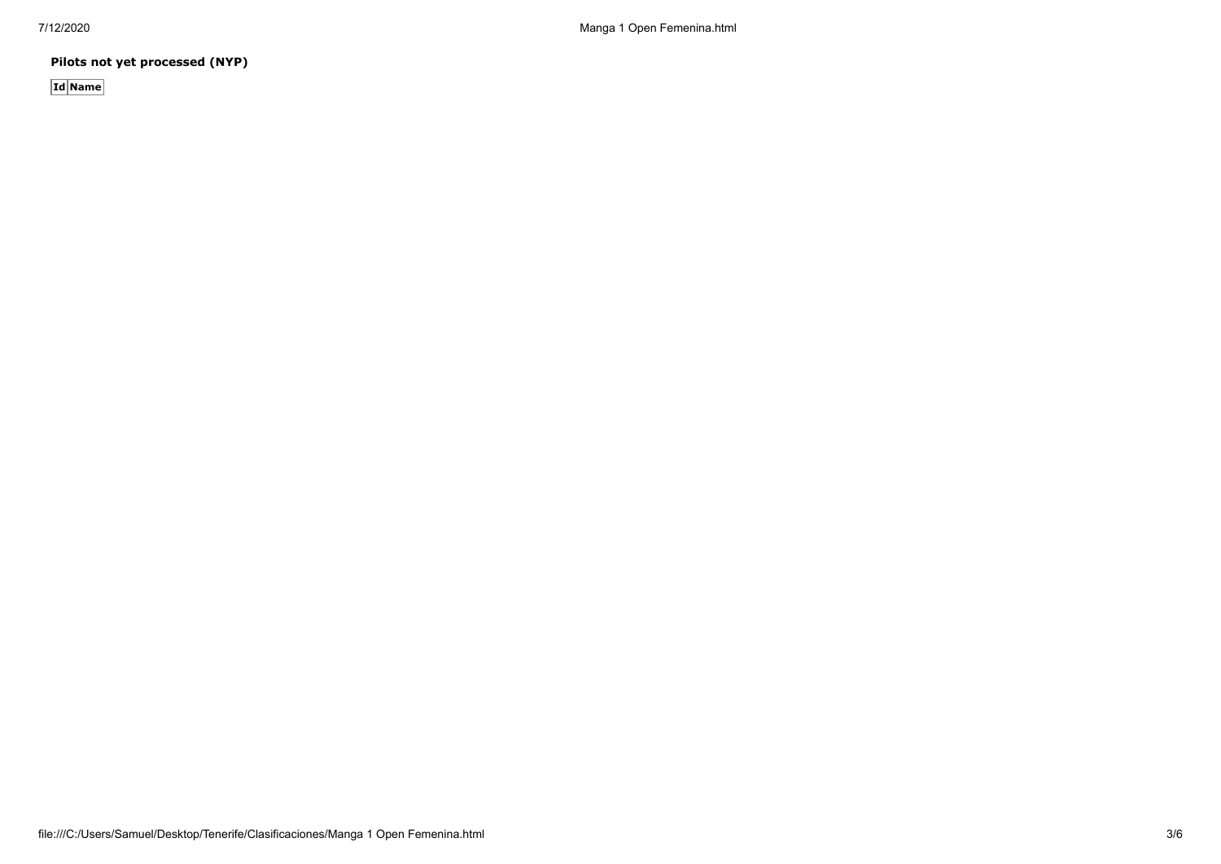**Pilots not yet processed (NYP)**

| Id | Name |
|---|---|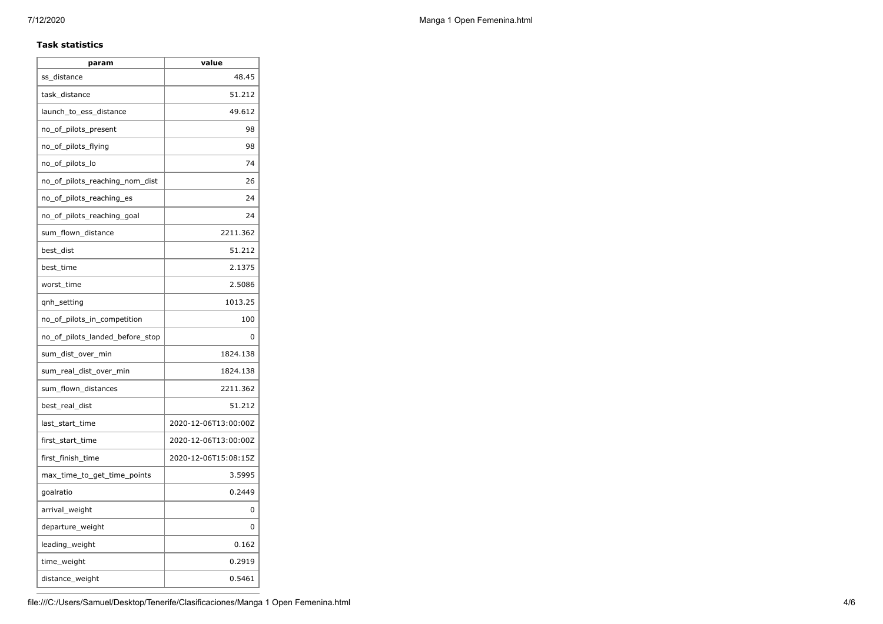**Task statistics**

| param | value |
|---|---|
| ss_distance | 48.45 |
| task_distance | 51.212 |
| launch_to_ess_distance | 49.612 |
| no_of_pilots_present | 98 |
| no_of_pilots_flying | 98 |
| no_of_pilots_lo | 74 |
| no_of_pilots_reaching_nom_dist | 26 |
| no_of_pilots_reaching_es | 24 |
| no_of_pilots_reaching_goal | 24 |
| sum_flown_distance | 2211.362 |
| best_dist | 51.212 |
| best_time | 2.1375 |
| worst_time | 2.5086 |
| qnh_setting | 1013.25 |
| no_of_pilots_in_competition | 100 |
| no_of_pilots_landed_before_stop | 0 |
| sum_dist_over_min | 1824.138 |
| sum_real_dist_over_min | 1824.138 |
| sum_flown_distances | 2211.362 |
| best_real_dist | 51.212 |
| last_start_time | 2020-12-06T13:00:00Z |
| first_start_time | 2020-12-06T13:00:00Z |
| first_finish_time | 2020-12-06T15:08:15Z |
| max_time_to_get_time_points | 3.5995 |
| goalratio | 0.2449 |
| arrival_weight | 0 |
| departure_weight | 0 |
| leading_weight | 0.162 |
| time_weight | 0.2919 |
| distance_weight | 0.5461 |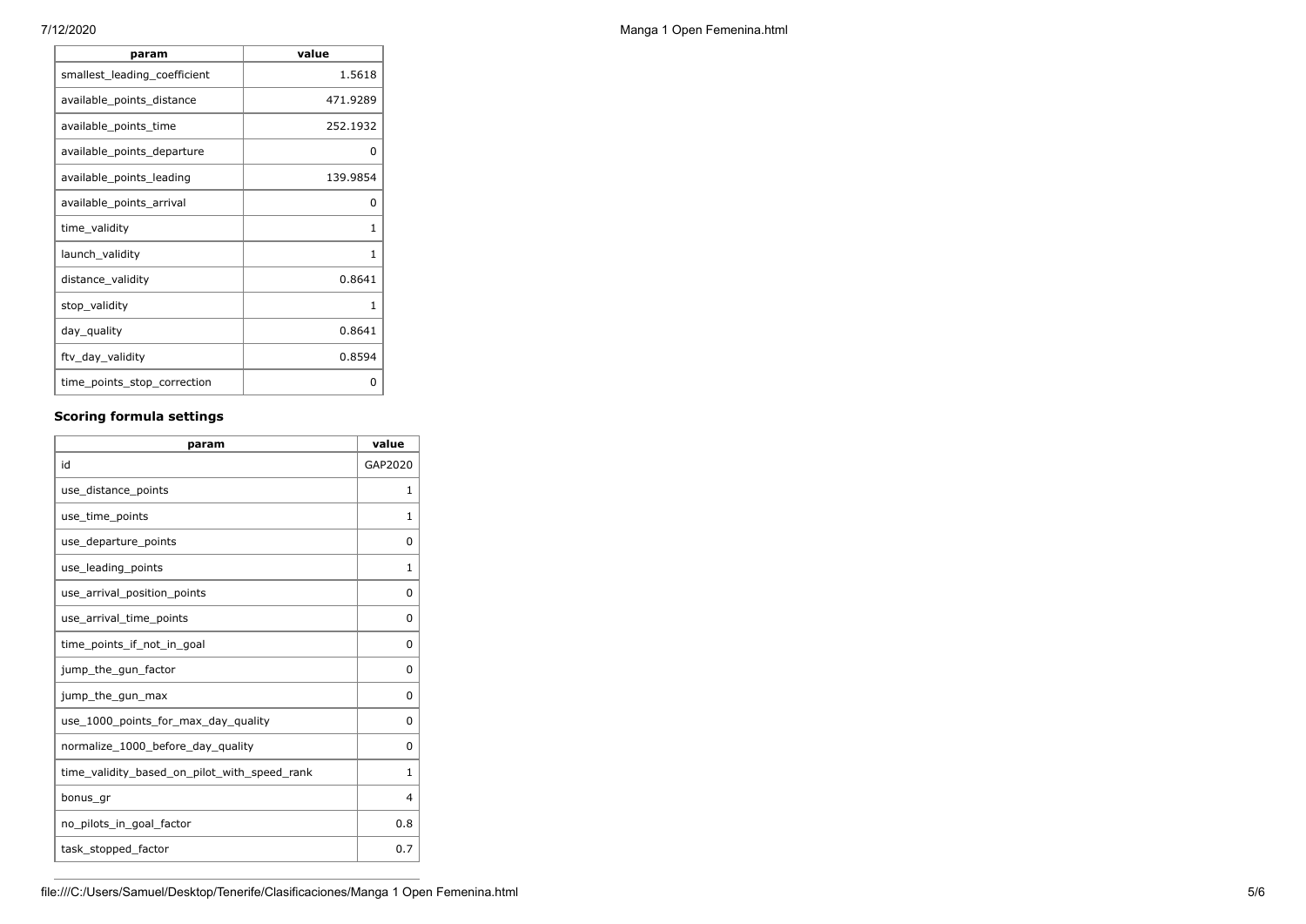| param | value |
|---|---|
| smallest_leading_coefficient | 1.5618 |
| available_points_distance | 471.9289 |
| available_points_time | 252.1932 |
| available_points_departure | 0 |
| available_points_leading | 139.9854 |
| available_points_arrival | 0 |
| time_validity | 1 |
| launch_validity | 1 |
| distance_validity | 0.8641 |
| stop_validity | 1 |
| day_quality | 0.8641 |
| ftv_day_validity | 0.8594 |
| time_points_stop_correction | 0 |

### Scoring formula settings

| param | value |
|---|---|
| id | GAP2020 |
| use_distance_points | 1 |
| use_time_points | 1 |
| use_departure_points | 0 |
| use_leading_points | 1 |
| use_arrival_position_points | 0 |
| use_arrival_time_points | 0 |
| time_points_if_not_in_goal | 0 |
| jump_the_gun_factor | 0 |
| jump_the_gun_max | 0 |
| use_1000_points_for_max_day_quality | 0 |
| normalize_1000_before_day_quality | 0 |
| time_validity_based_on_pilot_with_speed_rank | 1 |
| bonus_gr | 4 |
| no_pilots_in_goal_factor | 0.8 |
| task_stopped_factor | 0.7 |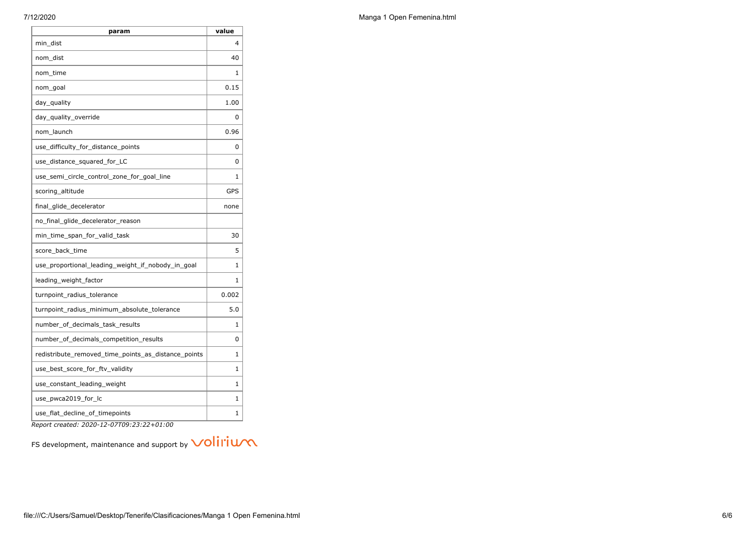| param | value |
|---|---|
| min_dist | 4 |
| nom_dist | 40 |
| nom_time | 1 |
| nom_goal | 0.15 |
| day_quality | 1.00 |
| day_quality_override | 0 |
| nom_launch | 0.96 |
| use_difficulty_for_distance_points | 0 |
| use_distance_squared_for_LC | 0 |
| use_semi_circle_control_zone_for_goal_line | 1 |
| scoring_altitude | GPS |
| final_glide_decelerator | none |
| no_final_glide_decelerator_reason | |
| min_time_span_for_valid_task | 30 |
| score_back_time | 5 |
| use_proportional_leading_weight_if_nobody_in_goal | 1 |
| leading_weight_factor | 1 |
| turnpoint_radius_tolerance | 0.002 |
| turnpoint_radius_minimum_absolute_tolerance | 5.0 |
| number_of_decimals_task_results | 1 |
| number_of_decimals_competition_results | 0 |
| redistribute_removed_time_points_as_distance_points | 1 |
| use_best_score_for_ftv_validity | 1 |
| use_constant_leading_weight | 1 |
| use_pwca2019_for_lc | 1 |
| use_flat_decline_of_timepoints | 1 |

*Report created: 2020-12-07T09:23:22+01:00*

FS development, maintenance and support by volirium